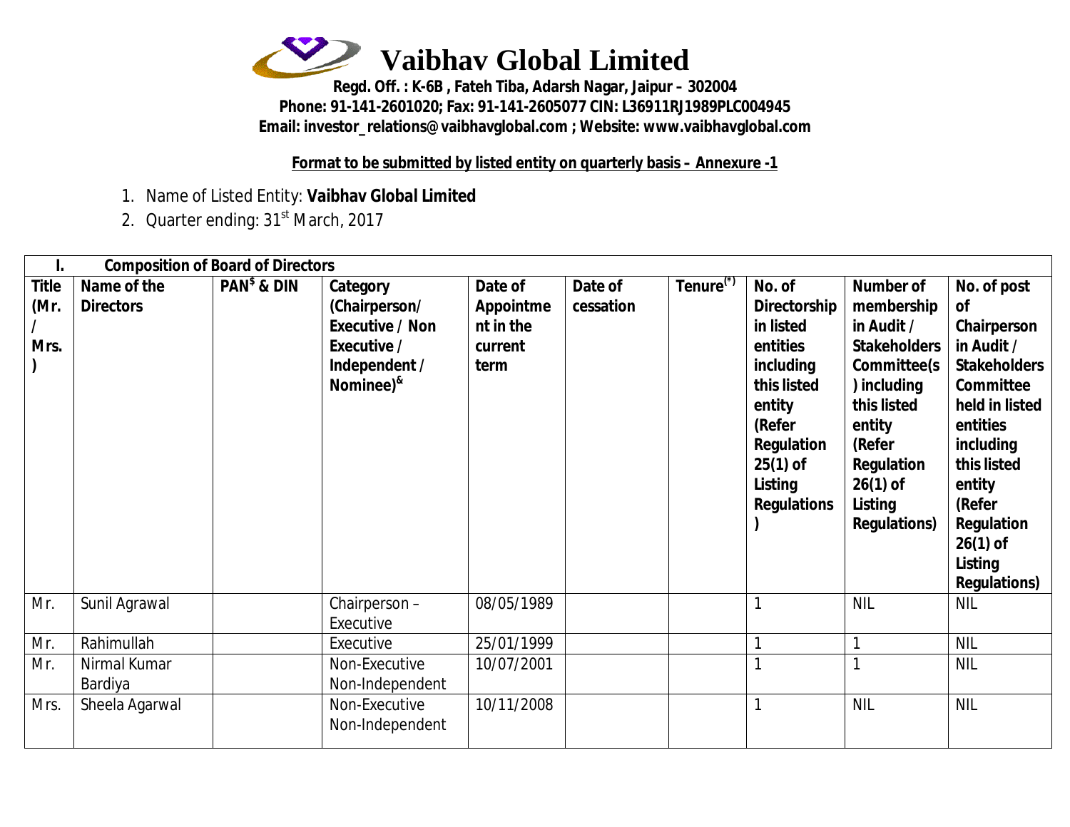# Vaibhav Global Limited

**Regd. Off. : K-6B , Fateh Tiba, Adarsh Nagar, Jaipur – 302004**
**Phone: 91-141-2601020; Fax: 91-141-2605077 CIN: L36911RJ1989PLC004945**
**Email: investor_relations@vaibhavglobal.com ; Website: www.vaibhavglobal.com**

**Format to be submitted by listed entity on quarterly basis – Annexure -1**

1. Name of Listed Entity: **Vaibhav Global Limited**
2. Quarter ending: 31st March, 2017

| **I. Composition of Board of Directors** | | | | | | | | | |
|---|---|---|---|---|---|---|---|---|---|
| **Title (Mr. / Mrs. )** | **Name of the Directors** | **PAN$ & DIN** | **Category (Chairperson/ Executive / Non Executive / Independent / Nominee)&** | **Date of Appointment in the current term** | **Date of cessation** | **Tenure(*)** | **No. of Directorship in listed entities including this listed entity (Refer Regulation 25(1) of Listing Regulations )** | **Number of membership in Audit / Stakeholders Committee(s) including this listed entity (Refer Regulation 26(1) of Listing Regulations)** | **No. of post of Chairperson in Audit / Stakeholders Committee held in listed entities including this listed entity (Refer Regulation 26(1) of Listing Regulations)** |
| Mr. | Sunil Agrawal | | Chairperson – Executive | 08/05/1989 | | | 1 | NIL | NIL |
| Mr. | Rahimullah | | Executive | 25/01/1999 | | | 1 | 1 | NIL |
| Mr. | Nirmal Kumar Bardiya | | Non-Executive Non-Independent | 10/07/2001 | | | 1 | 1 | NIL |
| Mrs. | Sheela Agarwal | | Non-Executive Non-Independent | 10/11/2008 | | | 1 | NIL | NIL |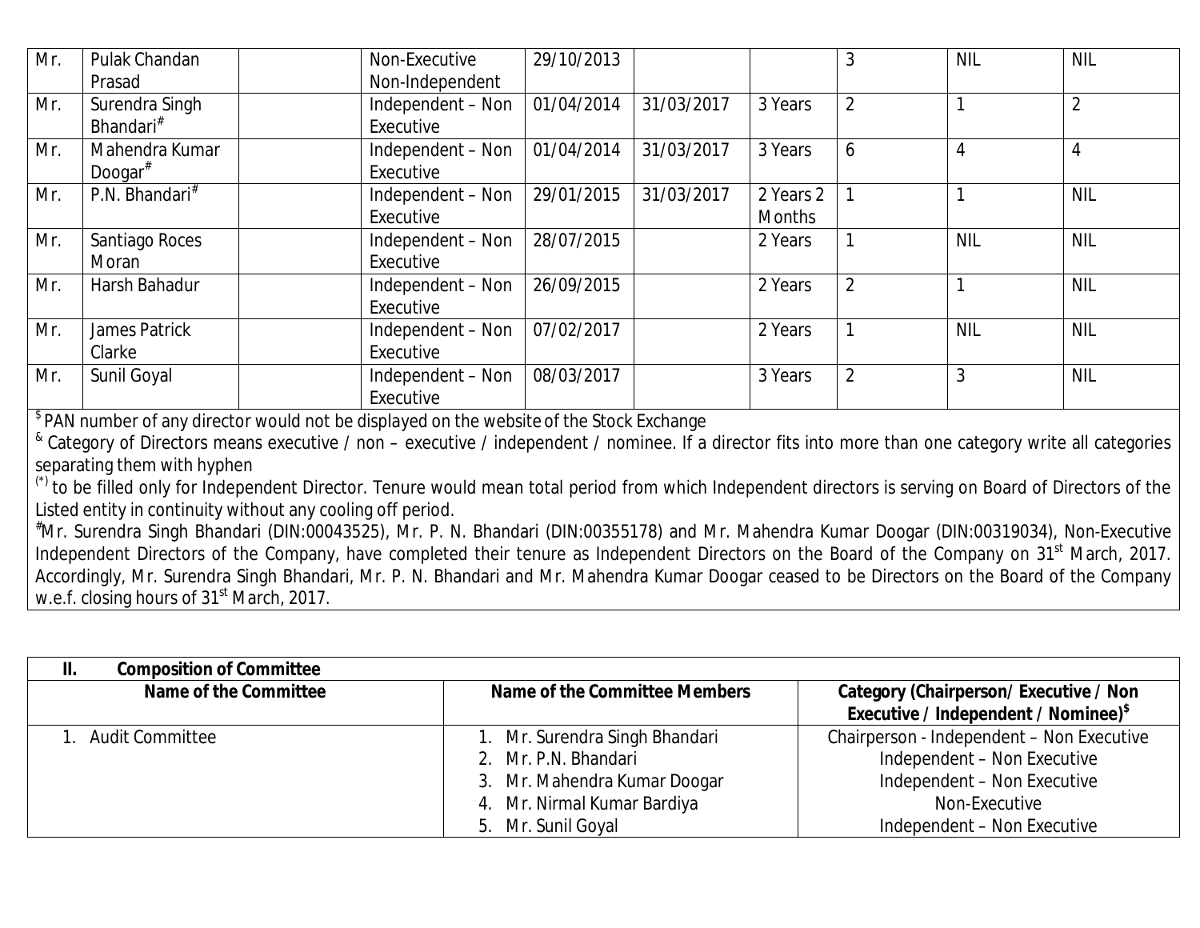| Mr. | Pulak Chandan Prasad | | Non-Executive Non-Independent | 29/10/2013 | | | 3 | NIL | NIL |
|---|---|---|---|---|---|---|---|---|---|
| Mr. | Surendra Singh Bhandari# | | Independent – Non Executive | 01/04/2014 | 31/03/2017 | 3 Years | 2 | 1 | 2 |
| Mr. | Mahendra Kumar Doogar# | | Independent – Non Executive | 01/04/2014 | 31/03/2017 | 3 Years | 6 | 4 | 4 |
| Mr. | P.N. Bhandari# | | Independent – Non Executive | 29/01/2015 | 31/03/2017 | 2 Years 2 Months | 1 | 1 | NIL |
| Mr. | Santiago Roces Moran | | Independent – Non Executive | 28/07/2015 | | 2 Years | 1 | NIL | NIL |
| Mr. | Harsh Bahadur | | Independent – Non Executive | 26/09/2015 | | 2 Years | 2 | 1 | NIL |
| Mr. | James Patrick Clarke | | Independent – Non Executive | 07/02/2017 | | 2 Years | 1 | NIL | NIL |
| Mr. | Sunil Goyal | | Independent – Non Executive | 08/03/2017 | | 3 Years | 2 | 3 | NIL |

[$] PAN number of any director would not be displayed on the website of the Stock Exchange

[&] Category of Directors means executive / non – executive / independent / nominee. If a director fits into more than one category write all categories separating them with hyphen

[(*)] to be filled only for Independent Director. Tenure would mean total period from which Independent directors is serving on Board of Directors of the Listed entity in continuity without any cooling off period.

#Mr. Surendra Singh Bhandari (DIN:00043525), Mr. P. N. Bhandari (DIN:00355178) and Mr. Mahendra Kumar Doogar (DIN:00319034), Non-Executive Independent Directors of the Company, have completed their tenure as Independent Directors on the Board of the Company on 31st March, 2017. Accordingly, Mr. Surendra Singh Bhandari, Mr. P. N. Bhandari and Mr. Mahendra Kumar Doogar ceased to be Directors on the Board of the Company w.e.f. closing hours of 31st March, 2017.

**II. Composition of Committee**

| Name of the Committee | Name of the Committee Members | Category (Chairperson/ Executive / Non Executive / Independent / Nominee)[$] |
|---|---|---|
| 1. Audit Committee | 1. Mr. Surendra Singh Bhandari | Chairperson - Independent – Non Executive |
| | 2. Mr. P.N. Bhandari | Independent – Non Executive |
| | 3. Mr. Mahendra Kumar Doogar | Independent – Non Executive |
| | 4. Mr. Nirmal Kumar Bardiya | Non-Executive |
| | 5. Mr. Sunil Goyal | Independent – Non Executive |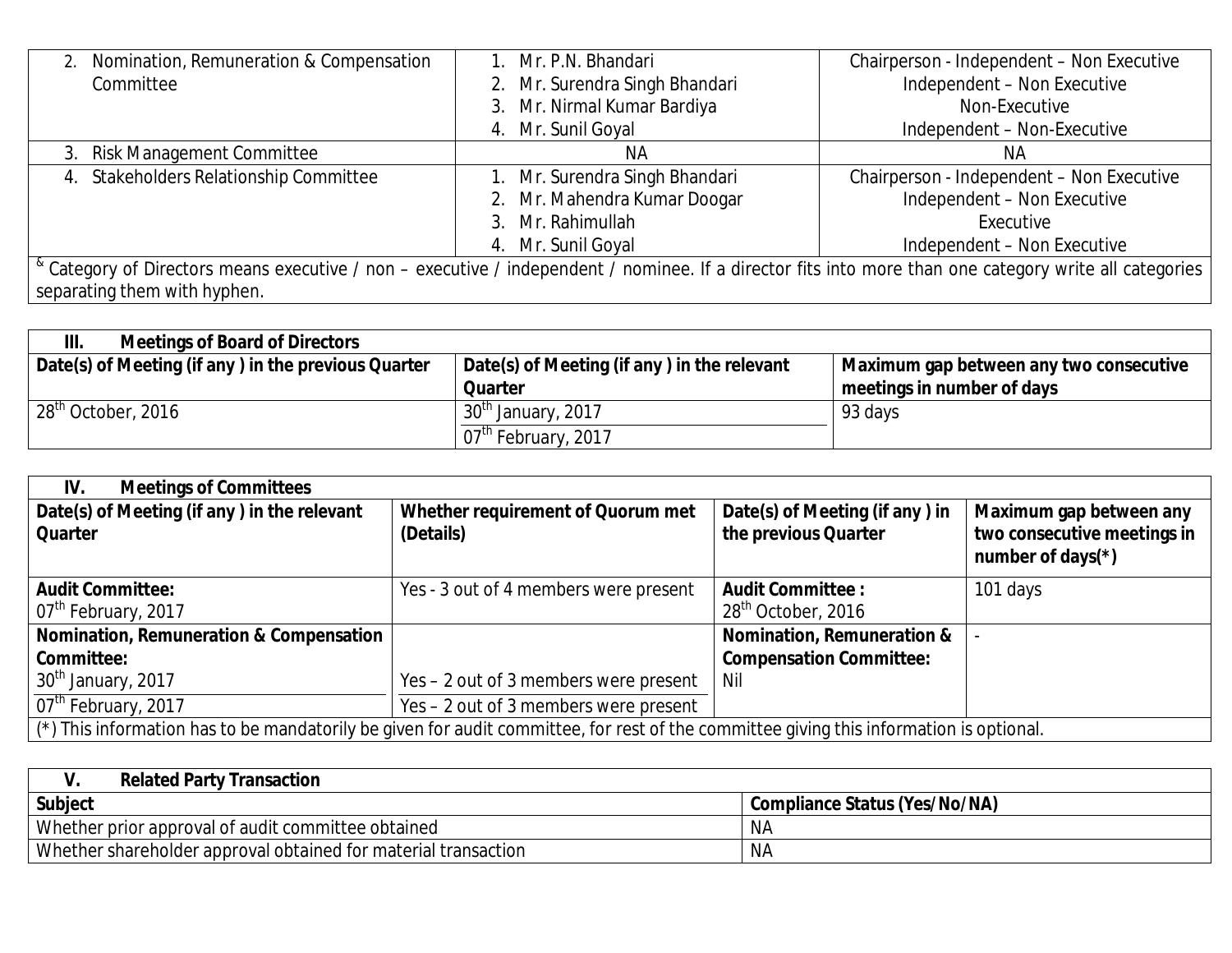| | | |
|---|---|---|
| 2. Nomination, Remuneration & Compensation Committee | 1. Mr. P.N. Bhandari<br>2. Mr. Surendra Singh Bhandari<br>3. Mr. Nirmal Kumar Bardiya<br>4. Mr. Sunil Goyal | Chairperson - Independent – Non Executive<br>Independent – Non Executive<br>Non-Executive<br>Independent – Non-Executive |
| 3. Risk Management Committee | NA | NA |
| 4. Stakeholders Relationship Committee | 1. Mr. Surendra Singh Bhandari<br>2. Mr. Mahendra Kumar Doogar<br>3. Mr. Rahimullah<br>4. Mr. Sunil Goyal | Chairperson - Independent – Non Executive<br>Independent – Non Executive<br>Executive<br>Independent – Non Executive |

[&] Category of Directors means executive / non – executive / independent / nominee. If a director fits into more than one category write all categories separating them with hyphen.

| III. Meetings of Board of Directors | | |
|---|---|---|
| **Date(s) of Meeting (if any ) in the previous Quarter** | **Date(s) of Meeting (if any ) in the relevant Quarter** | **Maximum gap between any two consecutive meetings in number of days** |
| 28th October, 2016 | 30th January, 2017<br>07th February, 2017 | 93 days |

| IV. Meetings of Committees | | | |
|---|---|---|---|
| **Date(s) of Meeting (if any ) in the relevant Quarter** | **Whether requirement of Quorum met (Details)** | **Date(s) of Meeting (if any ) in the previous Quarter** | **Maximum gap between any two consecutive meetings in number of days(*)** |
| **Audit Committee:**<br>07th February, 2017 | Yes - 3 out of 4 members were present | **Audit Committee :**<br>28th October, 2016 | 101 days |
| **Nomination, Remuneration & Compensation Committee:**<br>30th January, 2017<br>07th February, 2017 | <br><br>Yes – 2 out of 3 members were present<br>Yes – 2 out of 3 members were present | **Nomination, Remuneration & Compensation Committee:**<br>Nil | - |

(*) This information has to be mandatorily be given for audit committee, for rest of the committee giving this information is optional.

| V. Related Party Transaction | |
|---|---|
| **Subject** | **Compliance Status (Yes/No/NA)** |
| Whether prior approval of audit committee obtained | NA |
| Whether shareholder approval obtained for material transaction | NA |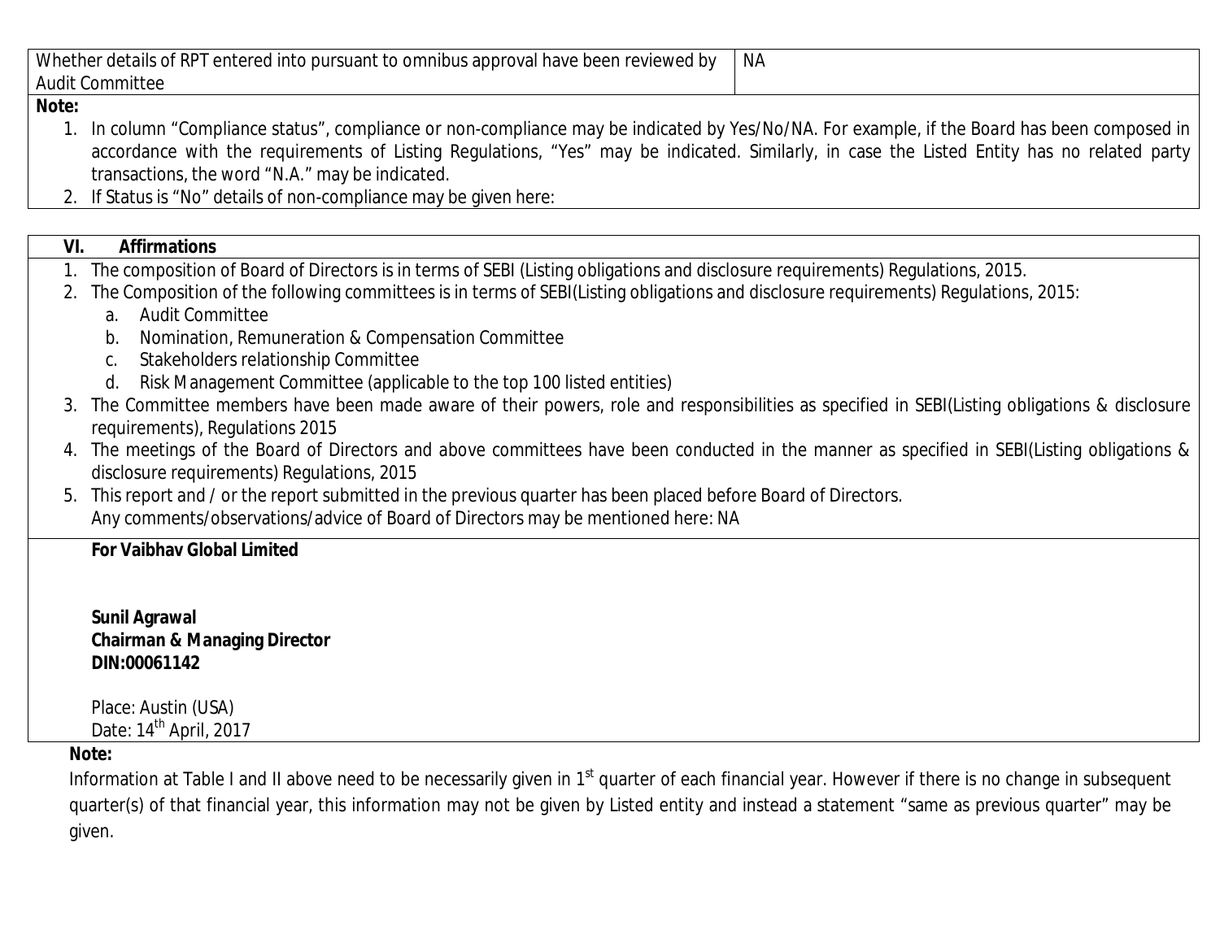| | |
|---|---|
| Whether details of RPT entered into pursuant to omnibus approval have been reviewed by Audit Committee | NA |

**Note:**

1. In column "Compliance status", compliance or non-compliance may be indicated by Yes/No/NA. For example, if the Board has been composed in accordance with the requirements of Listing Regulations, "Yes" may be indicated. Similarly, in case the Listed Entity has no related party transactions, the word "N.A." may be indicated.
2. If Status is "No" details of non-compliance may be given here:

**VI. Affirmations**

1. The composition of Board of Directors is in terms of SEBI (Listing obligations and disclosure requirements) Regulations, 2015.
2. The Composition of the following committees is in terms of SEBI(Listing obligations and disclosure requirements) Regulations, 2015:
   a. Audit Committee
   b. Nomination, Remuneration & Compensation Committee
   c. Stakeholders relationship Committee
   d. Risk Management Committee (applicable to the top 100 listed entities)
3. The Committee members have been made aware of their powers, role and responsibilities as specified in SEBI(Listing obligations & disclosure requirements), Regulations 2015
4. The meetings of the Board of Directors and above committees have been conducted in the manner as specified in SEBI(Listing obligations & disclosure requirements) Regulations, 2015
5. This report and / or the report submitted in the previous quarter has been placed before Board of Directors.
   Any comments/observations/advice of Board of Directors may be mentioned here: NA

**For Vaibhav Global Limited**

**Sunil Agrawal**
**Chairman & Managing Director**
**DIN:00061142**

Place: Austin (USA)
Date: 14th April, 2017

**Note:**

Information at Table I and II above need to be necessarily given in 1st quarter of each financial year. However if there is no change in subsequent quarter(s) of that financial year, this information may not be given by Listed entity and instead a statement "same as previous quarter" may be given.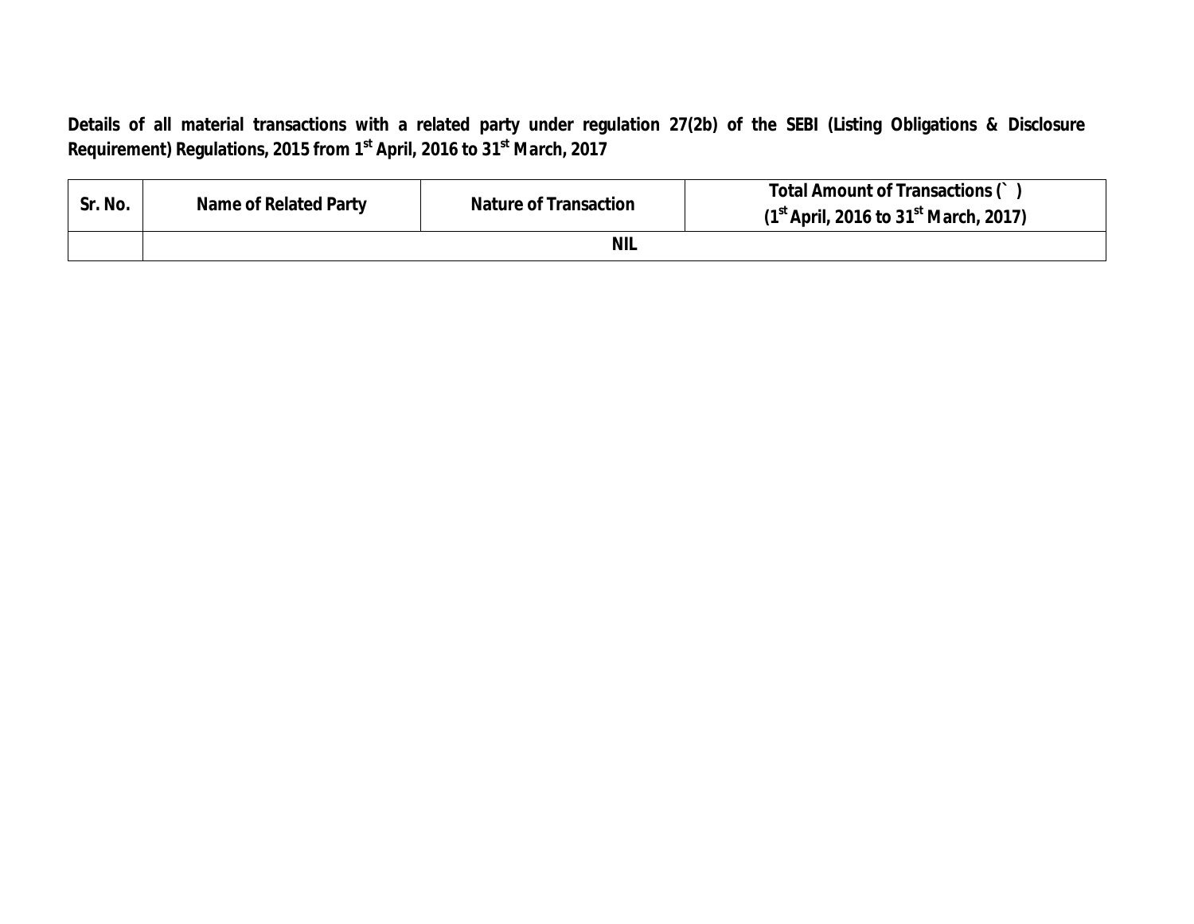**Details of all material transactions with a related party under regulation 27(2b) of the SEBI (Listing Obligations & Disclosure Requirement) Regulations, 2015 from 1st April, 2016 to 31st March, 2017**

| Sr. No. | Name of Related Party | Nature of Transaction | Total Amount of Transactions (` ) (1st April, 2016 to 31st March, 2017) |
|---|---|---|---|
| | NIL | | |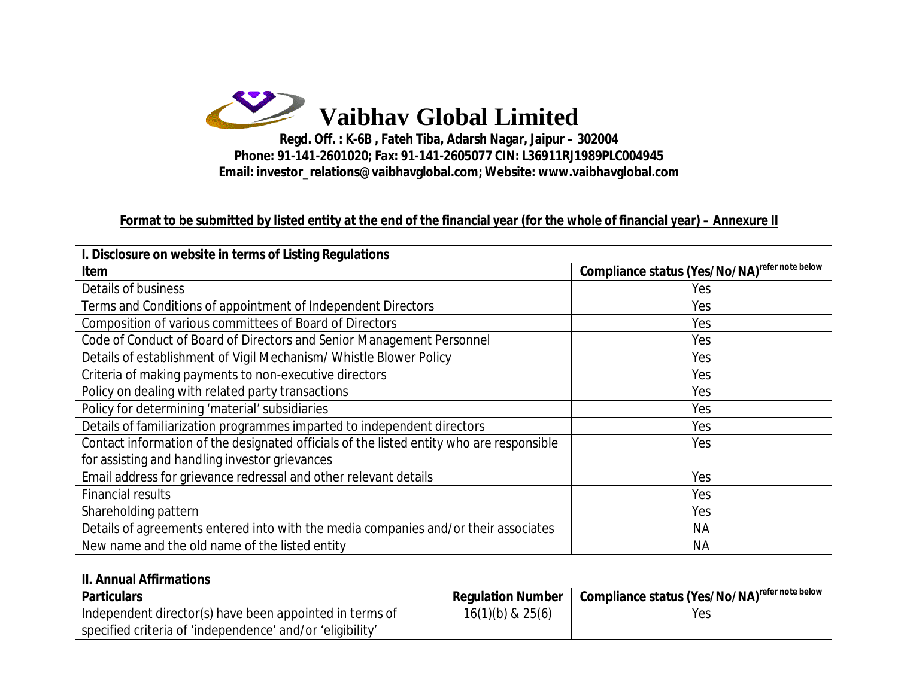# Vaibhav Global Limited

**Regd. Off. : K-6B , Fateh Tiba, Adarsh Nagar, Jaipur – 302004**
**Phone: 91-141-2601020; Fax: 91-141-2605077 CIN: L36911RJ1989PLC004945**
**Email: investor_relations@vaibhavglobal.com; Website: www.vaibhavglobal.com**

**Format to be submitted by listed entity at the end of the financial year (for the whole of financial year) – Annexure II**

**I. Disclosure on website in terms of Listing Regulations**

| Item | Compliance status (Yes/No/NA) [refer note below] |
|---|---|
| Details of business | Yes |
| Terms and Conditions of appointment of Independent Directors | Yes |
| Composition of various committees of Board of Directors | Yes |
| Code of Conduct of Board of Directors and Senior Management Personnel | Yes |
| Details of establishment of Vigil Mechanism/ Whistle Blower Policy | Yes |
| Criteria of making payments to non-executive directors | Yes |
| Policy on dealing with related party transactions | Yes |
| Policy for determining 'material' subsidiaries | Yes |
| Details of familiarization programmes imparted to independent directors | Yes |
| Contact information of the designated officials of the listed entity who are responsible for assisting and handling investor grievances | Yes |
| Email address for grievance redressal and other relevant details | Yes |
| Financial results | Yes |
| Shareholding pattern | Yes |
| Details of agreements entered into with the media companies and/or their associates | NA |
| New name and the old name of the listed entity | NA |

**II. Annual Affirmations**

| Particulars | Regulation Number | Compliance status (Yes/No/NA) [refer note below] |
|---|---|---|
| Independent director(s) have been appointed in terms of specified criteria of 'independence' and/or 'eligibility' | 16(1)(b) & 25(6) | Yes |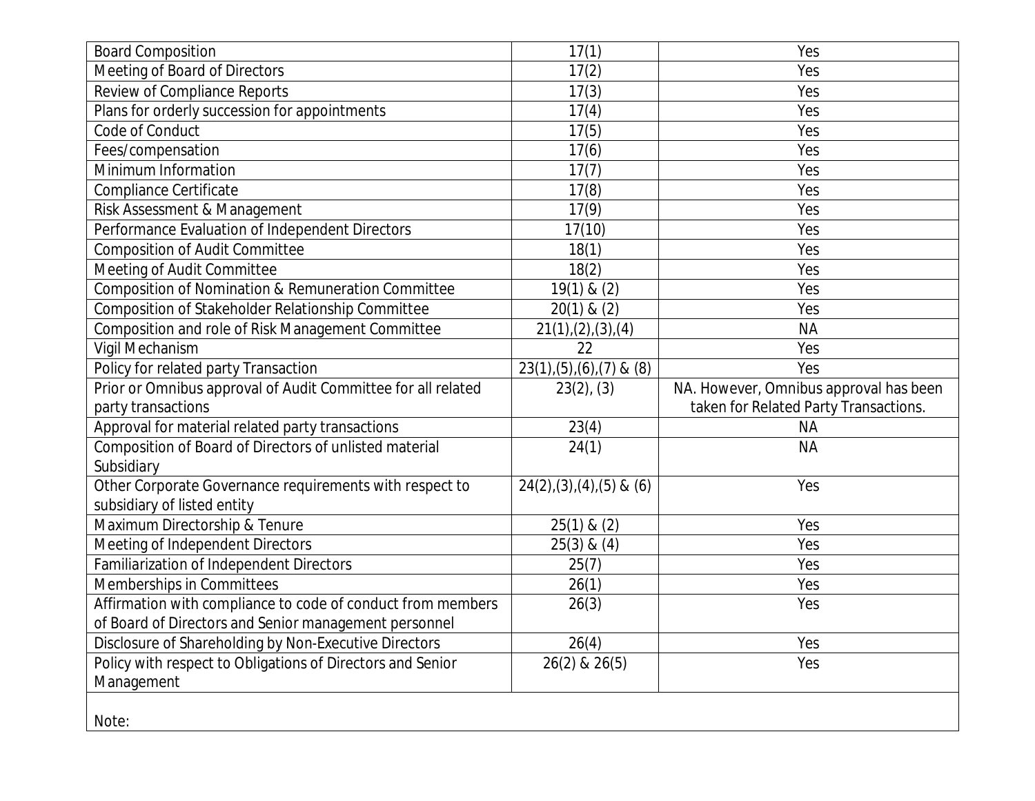| Board Composition | 17(1) | Yes |
|---|---|---|
| Meeting of Board of Directors | 17(2) | Yes |
| Review of Compliance Reports | 17(3) | Yes |
| Plans for orderly succession for appointments | 17(4) | Yes |
| Code of Conduct | 17(5) | Yes |
| Fees/compensation | 17(6) | Yes |
| Minimum Information | 17(7) | Yes |
| Compliance Certificate | 17(8) | Yes |
| Risk Assessment & Management | 17(9) | Yes |
| Performance Evaluation of Independent Directors | 17(10) | Yes |
| Composition of Audit Committee | 18(1) | Yes |
| Meeting of Audit Committee | 18(2) | Yes |
| Composition of Nomination & Remuneration Committee | 19(1) & (2) | Yes |
| Composition of Stakeholder Relationship Committee | 20(1) & (2) | Yes |
| Composition and role of Risk Management Committee | 21(1),(2),(3),(4) | NA |
| Vigil Mechanism | 22 | Yes |
| Policy for related party Transaction | 23(1),(5),(6),(7) & (8) | Yes |
| Prior or Omnibus approval of Audit Committee for all related party transactions | 23(2), (3) | NA. However, Omnibus approval has been taken for Related Party Transactions. |
| Approval for material related party transactions | 23(4) | NA |
| Composition of Board of Directors of unlisted material Subsidiary | 24(1) | NA |
| Other Corporate Governance requirements with respect to subsidiary of listed entity | 24(2),(3),(4),(5) & (6) | Yes |
| Maximum Directorship & Tenure | 25(1) & (2) | Yes |
| Meeting of Independent Directors | 25(3) & (4) | Yes |
| Familiarization of Independent Directors | 25(7) | Yes |
| Memberships in Committees | 26(1) | Yes |
| Affirmation with compliance to code of conduct from members of Board of Directors and Senior management personnel | 26(3) | Yes |
| Disclosure of Shareholding by Non-Executive Directors | 26(4) | Yes |
| Policy with respect to Obligations of Directors and Senior Management | 26(2) & 26(5) | Yes |

Note: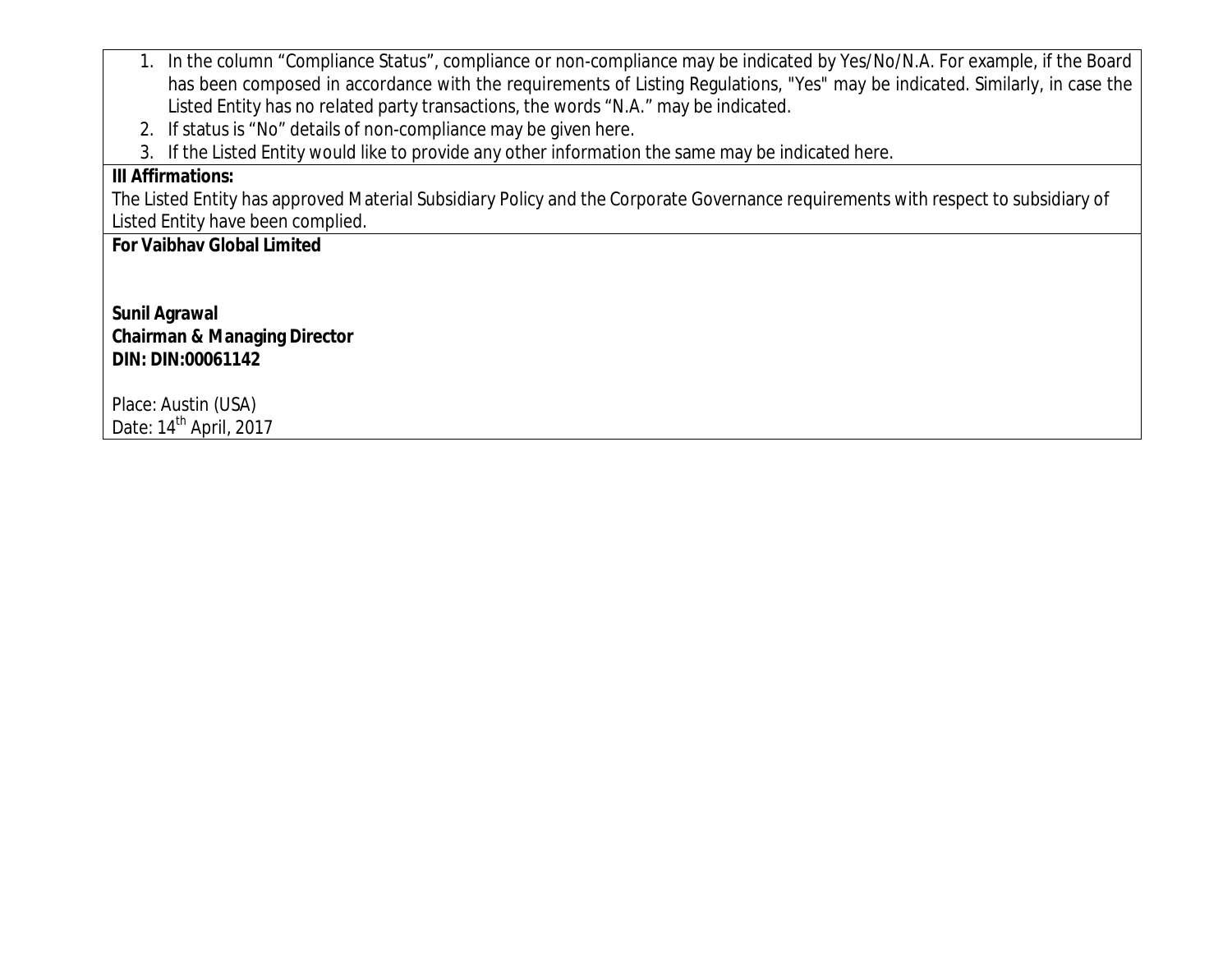1. In the column “Compliance Status”, compliance or non-compliance may be indicated by Yes/No/N.A. For example, if the Board has been composed in accordance with the requirements of Listing Regulations, "Yes" may be indicated. Similarly, in case the Listed Entity has no related party transactions, the words “N.A.” may be indicated.
2. If status is “No” details of non-compliance may be given here.
3. If the Listed Entity would like to provide any other information the same may be indicated here.

**III Affirmations:**

The Listed Entity has approved Material Subsidiary Policy and the Corporate Governance requirements with respect to subsidiary of Listed Entity have been complied.

**For Vaibhav Global Limited**

**Sunil Agrawal**
**Chairman & Managing Director**
**DIN: DIN:00061142**

Place: Austin (USA)
Date: 14th April, 2017